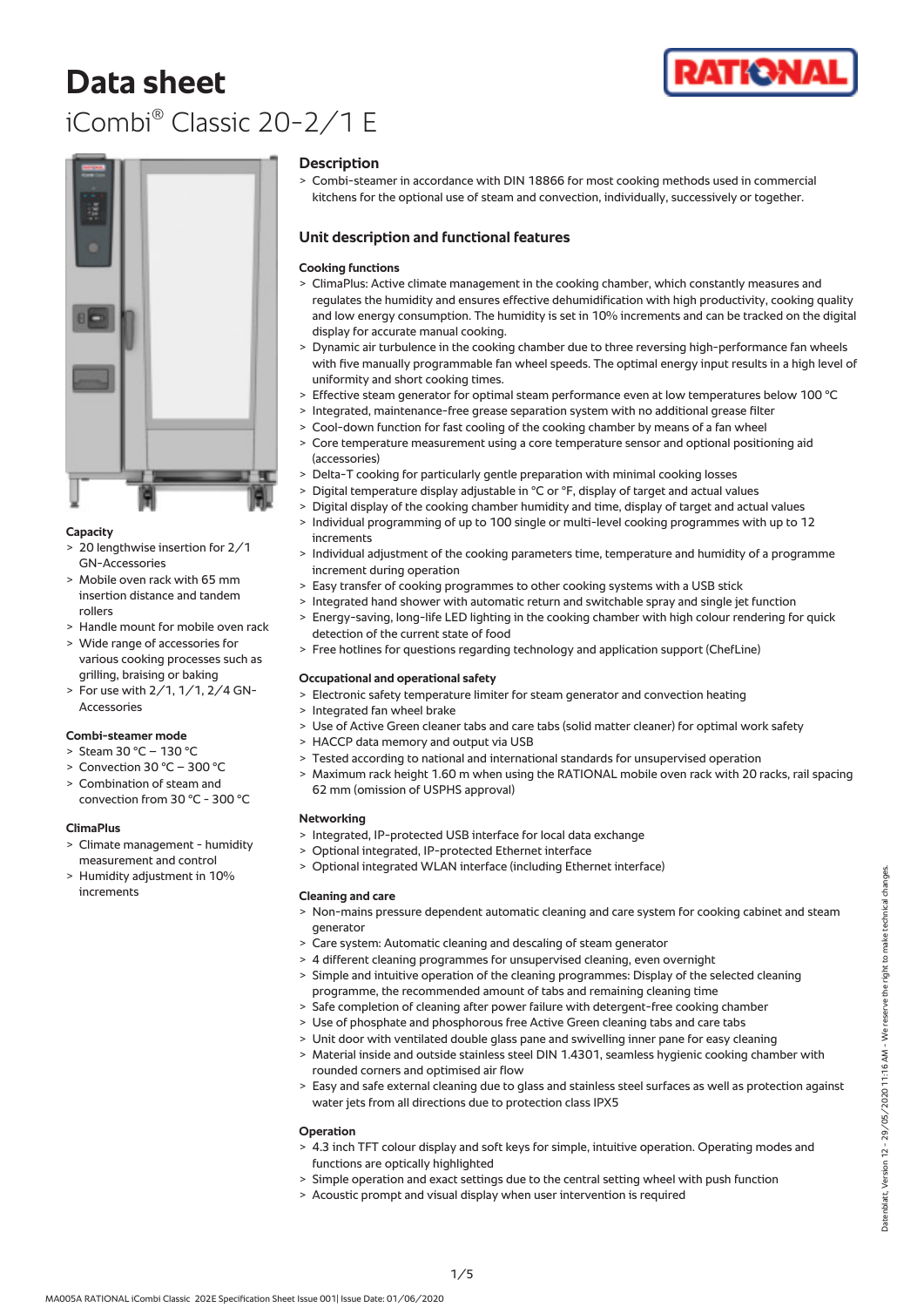# Data sheet

## iCombi® Classic 20-2/1 E

### Capacity

- 20 lengthwise insertion for 2/1 GN-Accessories
- Mobile oven rack with 65 mm insertion distance and tandem rollers
- Handle mount for mobile oven rack
- Wide range of accessories for various cooking processes such as grilling, braising or baking
- For use with 2/1, 1/1, 2/4 GN-Accessories

### Combi-steamer mode

- Steam 30 °C – 130 °C
- Convection 30 °C – 300 °C
- Combination of steam and convection from 30 °C - 300 °C

### ClimaPlus

- Climate management - humidity measurement and control
- Humidity adjustment in 10% increments

## Description

- Combi-steamer in accordance with DIN 18866 for most cooking methods used in commercial kitchens for the optional use of steam and convection, individually, successively or together.

## Unit description and functional features

### Cooking functions

- ClimaPlus: Active climate management in the cooking chamber, which constantly measures and regulates the humidity and ensures effective dehumidification with high productivity, cooking quality and low energy consumption. The humidity is set in 10% increments and can be tracked on the digital display for accurate manual cooking.
- Dynamic air turbulence in the cooking chamber due to three reversing high-performance fan wheels with five manually programmable fan wheel speeds. The optimal energy input results in a high level of uniformity and short cooking times.
- Effective steam generator for optimal steam performance even at low temperatures below 100 °C
- Integrated, maintenance-free grease separation system with no additional grease filter
- Cool-down function for fast cooling of the cooking chamber by means of a fan wheel
- Core temperature measurement using a core temperature sensor and optional positioning aid (accessories)
- Delta-T cooking for particularly gentle preparation with minimal cooking losses
- Digital temperature display adjustable in °C or °F, display of target and actual values
- Digital display of the cooking chamber humidity and time, display of target and actual values
- Individual programming of up to 100 single or multi-level cooking programmes with up to 12 increments
- Individual adjustment of the cooking parameters time, temperature and humidity of a programme increment during operation
- Easy transfer of cooking programmes to other cooking systems with a USB stick
- Integrated hand shower with automatic return and switchable spray and single jet function
- Energy-saving, long-life LED lighting in the cooking chamber with high colour rendering for quick detection of the current state of food
- Free hotlines for questions regarding technology and application support (ChefLine)

### Occupational and operational safety

- Electronic safety temperature limiter for steam generator and convection heating
- Integrated fan wheel brake
- Use of Active Green cleaner tabs and care tabs (solid matter cleaner) for optimal work safety
- HACCP data memory and output via USB
- Tested according to national and international standards for unsupervised operation
- Maximum rack height 1.60 m when using the RATIONAL mobile oven rack with 20 racks, rail spacing 62 mm (omission of USPHS approval)

### Networking

- Integrated, IP-protected USB interface for local data exchange
- Optional integrated, IP-protected Ethernet interface
- Optional integrated WLAN interface (including Ethernet interface)

### Cleaning and care

- Non-mains pressure dependent automatic cleaning and care system for cooking cabinet and steam generator
- Care system: Automatic cleaning and descaling of steam generator
- 4 different cleaning programmes for unsupervised cleaning, even overnight
- Simple and intuitive operation of the cleaning programmes: Display of the selected cleaning programme, the recommended amount of tabs and remaining cleaning time
- Safe completion of cleaning after power failure with detergent-free cooking chamber
- Use of phosphate and phosphorous free Active Green cleaning tabs and care tabs
- Unit door with ventilated double glass pane and swivelling inner pane for easy cleaning
- Material inside and outside stainless steel DIN 1.4301, seamless hygienic cooking chamber with rounded corners and optimised air flow
- Easy and safe external cleaning due to glass and stainless steel surfaces as well as protection against water jets from all directions due to protection class IPX5

### Operation

- 4.3 inch TFT colour display and soft keys for simple, intuitive operation. Operating modes and functions are optically highlighted
- Simple operation and exact settings due to the central setting wheel with push function
- Acoustic prompt and visual display when user intervention is required

Datenblatt, Version 12 - 29/05/2020 11:16 AM - We reserve the right to make technical changes.

MA005A RATIONAL iCombi Classic 202E Specification Sheet Issue 001| Issue Date: 01/06/2020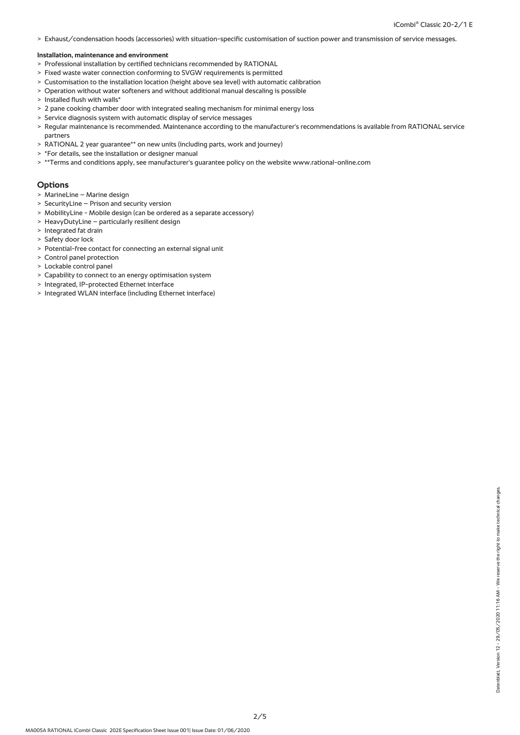> Exhaust/condensation hoods (accessories) with situation-specific customisation of suction power and transmission of service messages.

**Installation, maintenance and environment**

> Professional installation by certified technicians recommended by RATIONAL
> Fixed waste water connection conforming to SVGW requirements is permitted
> Customisation to the installation location (height above sea level) with automatic calibration
> Operation without water softeners and without additional manual descaling is possible
> Installed flush with walls*
> 2 pane cooking chamber door with integrated sealing mechanism for minimal energy loss
> Service diagnosis system with automatic display of service messages
> Regular maintenance is recommended. Maintenance according to the manufacturer's recommendations is available from RATIONAL service partners
> RATIONAL 2 year guarantee** on new units (including parts, work and journey)
> *For details, see the installation or designer manual
> **Terms and conditions apply, see manufacturer's guarantee policy on the website www.rational-online.com

## Options

> MarineLine – Marine design
> SecurityLine – Prison and security version
> MobilityLine - Mobile design (can be ordered as a separate accessory)
> HeavyDutyLine – particularly resilient design
> Integrated fat drain
> Safety door lock
> Potential-free contact for connecting an external signal unit
> Control panel protection
> Lockable control panel
> Capability to connect to an energy optimisation system
> Integrated, IP-protected Ethernet interface
> Integrated WLAN interface (including Ethernet interface)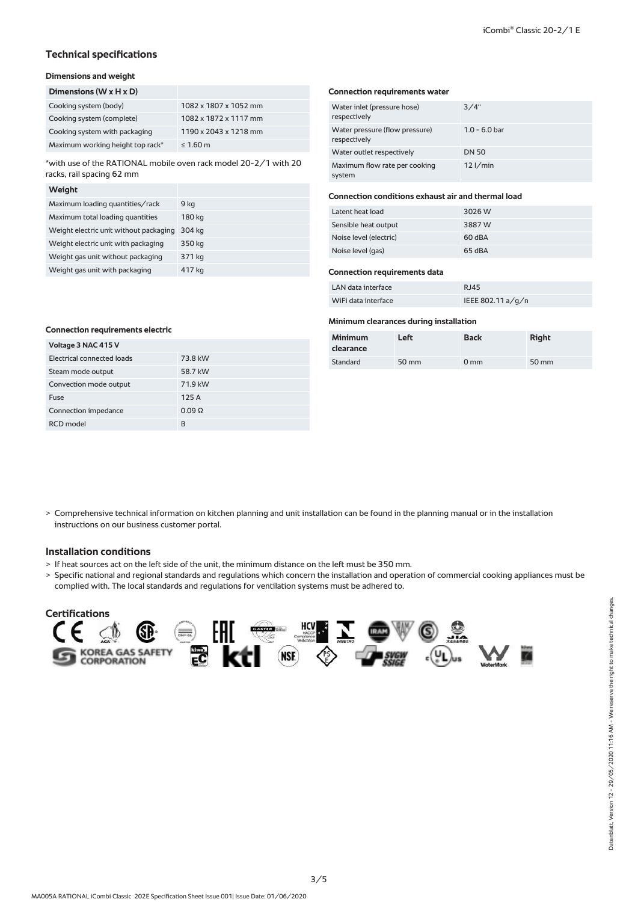## Technical specifications

### Dimensions and weight

| Dimensions (W x H x D) | |
|---|---|
| Cooking system (body) | 1082 x 1807 x 1052 mm |
| Cooking system (complete) | 1082 x 1872 x 1117 mm |
| Cooking system with packaging | 1190 x 2043 x 1218 mm |
| Maximum working height top rack* | ≤ 1.60 m |

*with use of the RATIONAL mobile oven rack model 20-2/1 with 20 racks, rail spacing 62 mm

| Weight | |
|---|---|
| Maximum loading quantities/rack | 9 kg |
| Maximum total loading quantities | 180 kg |
| Weight electric unit without packaging | 304 kg |
| Weight electric unit with packaging | 350 kg |
| Weight gas unit without packaging | 371 kg |
| Weight gas unit with packaging | 417 kg |

### Connection requirements electric

| Voltage 3 NAC 415 V | |
|---|---|
| Electrical connected loads | 73.8 kW |
| Steam mode output | 58.7 kW |
| Convection mode output | 71.9 kW |
| Fuse | 125 A |
| Connection impedance | 0.09 Ω |
| RCD model | B |

### Connection requirements water

| | |
|---|---|
| Water inlet (pressure hose) respectively | 3/4" |
| Water pressure (flow pressure) respectively | 1.0 - 6.0 bar |
| Water outlet respectively | DN 50 |
| Maximum flow rate per cooking system | 12 l/min |

### Connection conditions exhaust air and thermal load

| | |
|---|---|
| Latent heat load | 3026 W |
| Sensible heat output | 3887 W |
| Noise level (electric) | 60 dBA |
| Noise level (gas) | 65 dBA |

### Connection requirements data

| | |
|---|---|
| LAN data interface | RJ45 |
| WiFi data interface | IEEE 802.11 a/g/n |

### Minimum clearances during installation

| Minimum clearance | Left | Back | Right |
|---|---|---|---|
| Standard | 50 mm | 0 mm | 50 mm |

> Comprehensive technical information on kitchen planning and unit installation can be found in the planning manual or in the installation instructions on our business customer portal.

## Installation conditions

> If heat sources act on the left side of the unit, the minimum distance on the left must be 350 mm.

> Specific national and regional standards and regulations which concern the installation and operation of commercial cooking appliances must be complied with. The local standards and regulations for ventilation systems must be adhered to.

## Certifications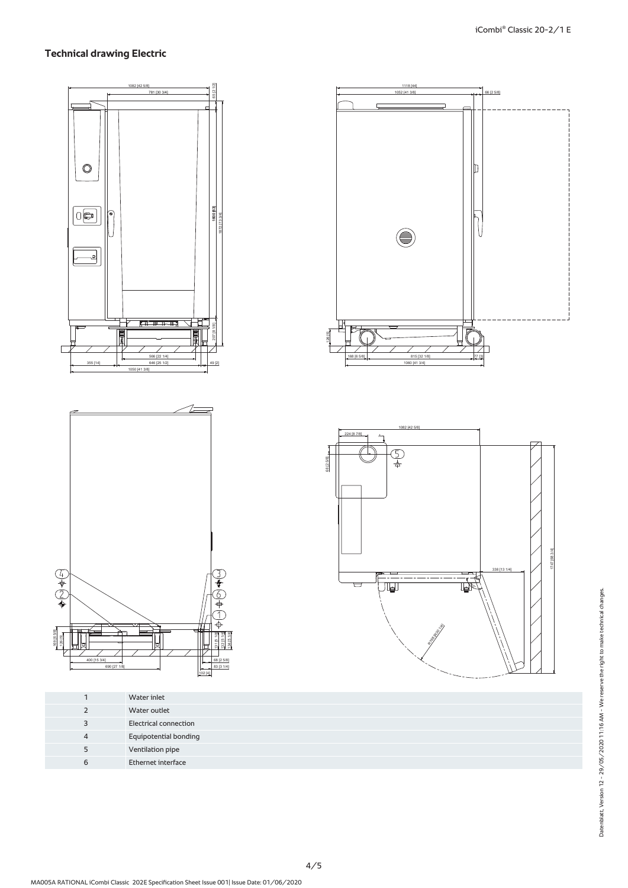## Technical drawing Electric

| | |
|---|---|
| 1 | Water inlet |
| 2 | Water outlet |
| 3 | Electrical connection |
| 4 | Equipotential bonding |
| 5 | Ventilation pipe |
| 6 | Ethernet interface |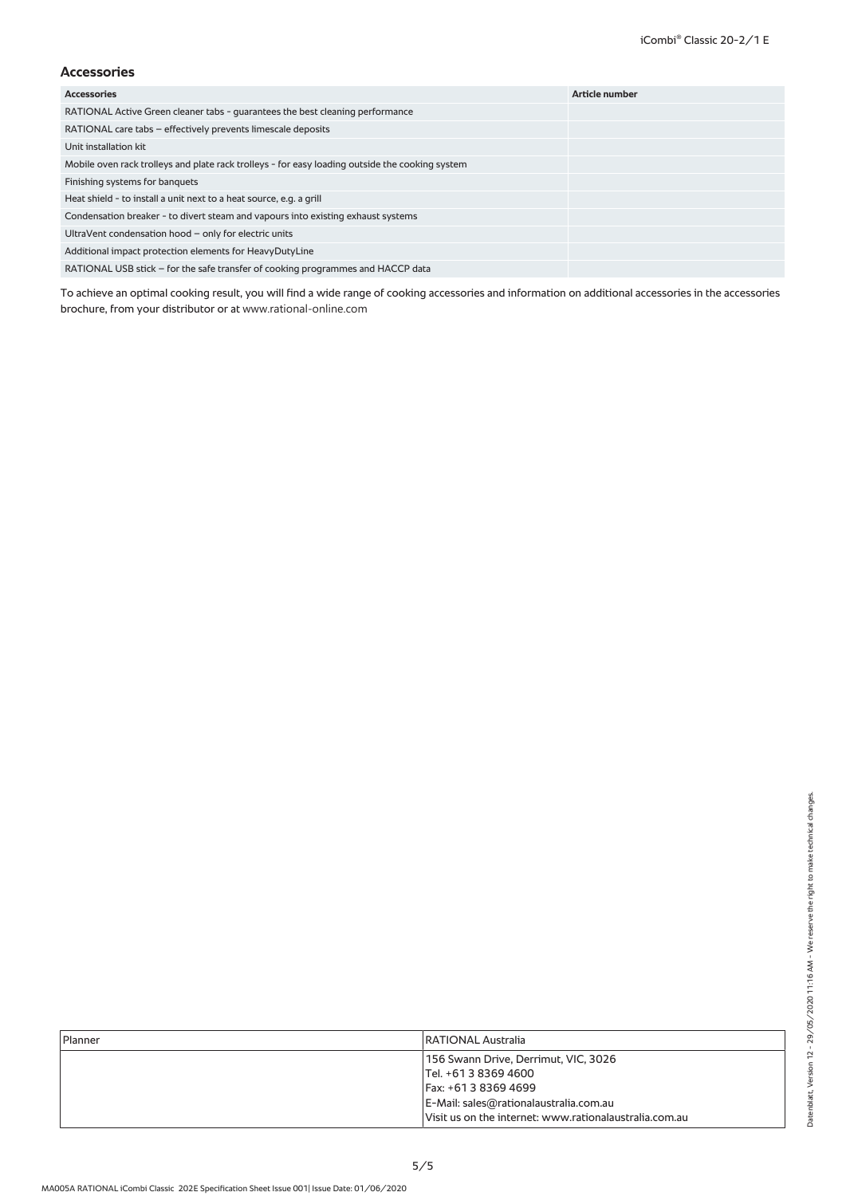## Accessories

| Accessories | Article number |
|---|---|
| RATIONAL Active Green cleaner tabs - guarantees the best cleaning performance | |
| RATIONAL care tabs – effectively prevents limescale deposits | |
| Unit installation kit | |
| Mobile oven rack trolleys and plate rack trolleys - for easy loading outside the cooking system | |
| Finishing systems for banquets | |
| Heat shield - to install a unit next to a heat source, e.g. a grill | |
| Condensation breaker - to divert steam and vapours into existing exhaust systems | |
| UltraVent condensation hood – only for electric units | |
| Additional impact protection elements for HeavyDutyLine | |
| RATIONAL USB stick – for the safe transfer of cooking programmes and HACCP data | |

To achieve an optimal cooking result, you will find a wide range of cooking accessories and information on additional accessories in the accessories brochure, from your distributor or at www.rational-online.com

| Planner | RATIONAL Australia |
|---|---|
| | 156 Swann Drive, Derrimut, VIC, 3026<br>Tel. +61 3 8369 4600<br>Fax: +61 3 8369 4699<br>E-Mail: sales@rationalaustralia.com.au<br>Visit us on the internet: www.rationalaustralia.com.au |

Datenblatt, Version 12 - 29/05/2020 11:16 AM - We reserve the right to make technical changes.

MA005A RATIONAL iCombi Classic 202E Specification Sheet Issue 001| Issue Date: 01/06/2020